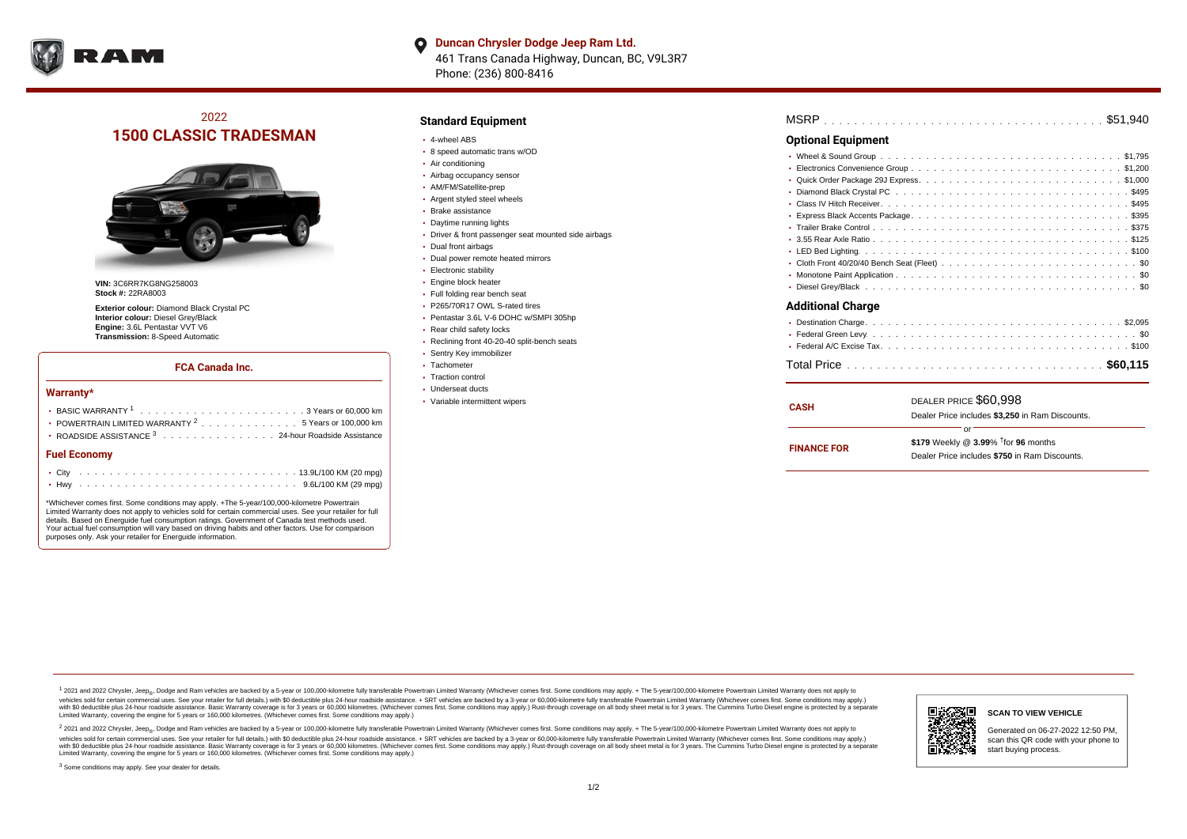**Duncan Chrysler Dodge Jeep Ram Ltd.**
461 Trans Canada Highway, Duncan, BC, V9L3R7
Phone: (236) 800-8416

## 2022
# 1500 CLASSIC TRADESMAN

**VIN:** 3C6RR7KG8NG258003
**Stock #:** 22RA8003

**Exterior colour:** Diamond Black Crystal PC
**Interior colour:** Diesel Grey/Black
**Engine:** 3.6L Pentastar VVT V6
**Transmission:** 8-Speed Automatic

### FCA Canada Inc.

#### Warranty*

- BASIC WARRANTY [1] . . . . . 3 Years or 60,000 km
- POWERTRAIN LIMITED WARRANTY [2] . . . . . 5 Years or 100,000 km
- ROADSIDE ASSISTANCE [3] . . . . . 24-hour Roadside Assistance

#### Fuel Economy

- City . . . . . 13.9L/100 KM (20 mpg)
- Hwy . . . . . 9.6L/100 KM (29 mpg)

*Whichever comes first. Some conditions may apply. +The 5-year/100,000-kilometre Powertrain Limited Warranty does not apply to vehicles sold for certain commercial uses. See your retailer for full details. Based on Energuide fuel consumption ratings. Government of Canada test methods used. Your actual fuel consumption will vary based on driving habits and other factors. Use for comparison purposes only. Ask your retailer for Energuide information.

### Standard Equipment

- 4-wheel ABS
- 8 speed automatic trans w/OD
- Air conditioning
- Airbag occupancy sensor
- AM/FM/Satellite-prep
- Argent styled steel wheels
- Brake assistance
- Daytime running lights
- Driver & front passenger seat mounted side airbags
- Dual front airbags
- Dual power remote heated mirrors
- Electronic stability
- Engine block heater
- Full folding rear bench seat
- P265/70R17 OWL S-rated tires
- Pentastar 3.6L V-6 DOHC w/SMPI 305hp
- Rear child safety locks
- Reclining front 40-20-40 split-bench seats
- Sentry Key immobilizer
- Tachometer
- Traction control
- Underseat ducts
- Variable intermittent wipers

MSRP . . . . . $51,940

### Optional Equipment

- Wheel & Sound Group . . . . . $1,795
- Electronics Convenience Group . . . . . $1,200
- Quick Order Package 29J Express . . . . . $1,000
- Diamond Black Crystal PC . . . . . $495
- Class IV Hitch Receiver . . . . . $495
- Express Black Accents Package . . . . . $395
- Trailer Brake Control . . . . . $375
- 3.55 Rear Axle Ratio . . . . . $125
- LED Bed Lighting . . . . . $100
- Cloth Front 40/20/40 Bench Seat (Fleet) . . . . . $0
- Monotone Paint Application . . . . . $0
- Diesel Grey/Black . . . . . $0

### Additional Charge

- Destination Charge . . . . . $2,095
- Federal Green Levy . . . . . $0
- Federal A/C Excise Tax . . . . . $100

Total Price . . . . . **$60,115**

| | |
|---|---|
| **CASH** | DEALER PRICE $60,998<br>Dealer Price includes **$3,250** in Ram Discounts. |
| | or |
| **FINANCE FOR** | **$179** Weekly @ **3.99%** †for **96** months<br>Dealer Price includes **$750** in Ram Discounts. |

[1] 2021 and 2022 Chrysler, Jeep®, Dodge and Ram vehicles are backed by a 5-year or 100,000-kilometre fully transferable Powertrain Limited Warranty (Whichever comes first. Some conditions may apply. + The 5-year/100,000-kilometre Powertrain Limited Warranty does not apply to vehicles sold for certain commercial uses. See your retailer for full details.) with $0 deductible plus 24-hour roadside assistance. + SRT vehicles are backed by a 3-year or 60,000-kilometre fully transferable Powertrain Limited Warranty (Whichever comes first. Some conditions may apply.) with $0 deductible plus 24-hour roadside assistance. Basic Warranty coverage is for 3 years or 60,000 kilometres. (Whichever comes first. Some conditions may apply.) Rust-through coverage on all body sheet metal is for 3 years. The Cummins Turbo Diesel engine is protected by a separate Limited Warranty, covering the engine for 5 years or 160,000 kilometres. (Whichever comes first. Some conditions may apply.)

[2] 2021 and 2022 Chrysler, Jeep®, Dodge and Ram vehicles are backed by a 5-year or 100,000-kilometre fully transferable Powertrain Limited Warranty (Whichever comes first. Some conditions may apply. + The 5-year/100,000-kilometre Powertrain Limited Warranty does not apply to vehicles sold for certain commercial uses. See your retailer for full details.) with $0 deductible plus 24-hour roadside assistance. + SRT vehicles are backed by a 3-year or 60,000-kilometre fully transferable Powertrain Limited Warranty (Whichever comes first. Some conditions may apply.) with $0 deductible plus 24-hour roadside assistance. Basic Warranty coverage is for 3 years or 60,000 kilometres. (Whichever comes first. Some conditions may apply.) Rust-through coverage on all body sheet metal is for 3 years. The Cummins Turbo Diesel engine is protected by a separate Limited Warranty, covering the engine for 5 years or 160,000 kilometres. (Whichever comes first. Some conditions may apply.)

[3] Some conditions may apply. See your dealer for details.

**SCAN TO VIEW VEHICLE**

Generated on 06-27-2022 12:50 PM, scan this QR code with your phone to start buying process.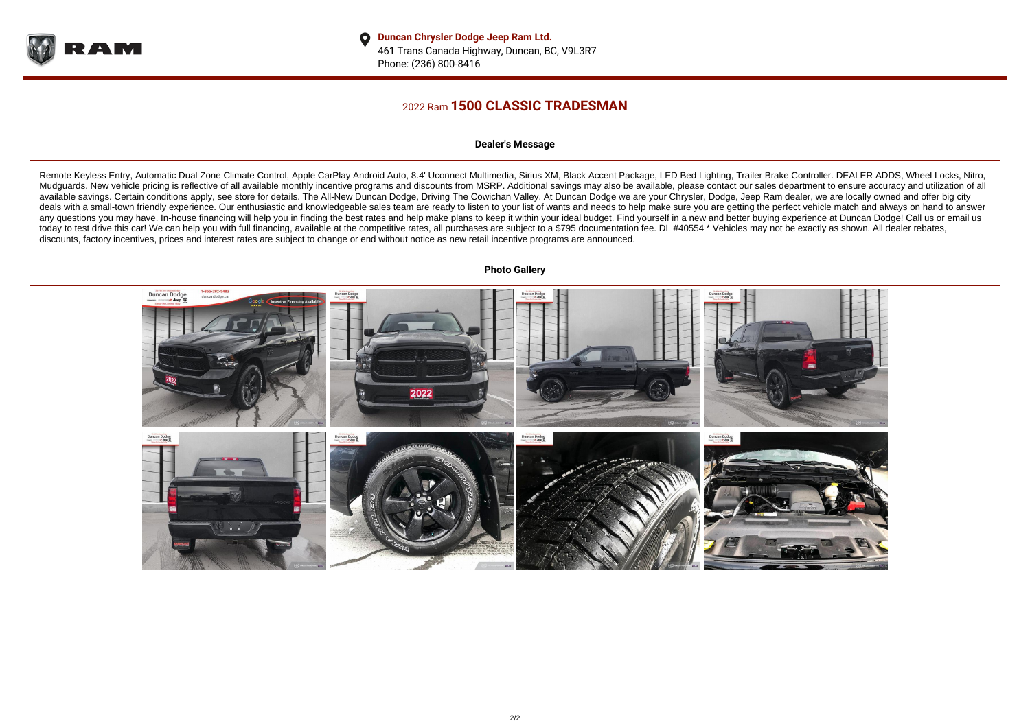**Duncan Chrysler Dodge Jeep Ram Ltd.**
461 Trans Canada Highway, Duncan, BC, V9L3R7
Phone: (236) 800-8416

# 2022 Ram **1500 CLASSIC TRADESMAN**

## Dealer's Message

Remote Keyless Entry, Automatic Dual Zone Climate Control, Apple CarPlay Android Auto, 8.4' Uconnect Multimedia, Sirius XM, Black Accent Package, LED Bed Lighting, Trailer Brake Controller. DEALER ADDS, Wheel Locks, Nitro, Mudguards. New vehicle pricing is reflective of all available monthly incentive programs and discounts from MSRP. Additional savings may also be available, please contact our sales department to ensure accuracy and utilization of all available savings. Certain conditions apply, see store for details. The All-New Duncan Dodge, Driving The Cowichan Valley. At Duncan Dodge we are your Chrysler, Dodge, Jeep Ram dealer, we are locally owned and offer big city deals with a small-town friendly experience. Our enthusiastic and knowledgeable sales team are ready to listen to your list of wants and needs to help make sure you are getting the perfect vehicle match and always on hand to answer any questions you may have. In-house financing will help you in finding the best rates and help make plans to keep it within your ideal budget. Find yourself in a new and better buying experience at Duncan Dodge! Call us or email us today to test drive this car! We can help you with full financing, available at the competitive rates, all purchases are subject to a $795 documentation fee. DL #40554 * Vehicles may not be exactly as shown. All dealer rebates, discounts, factory incentives, prices and interest rates are subject to change or end without notice as new retail incentive programs are announced.

## Photo Gallery